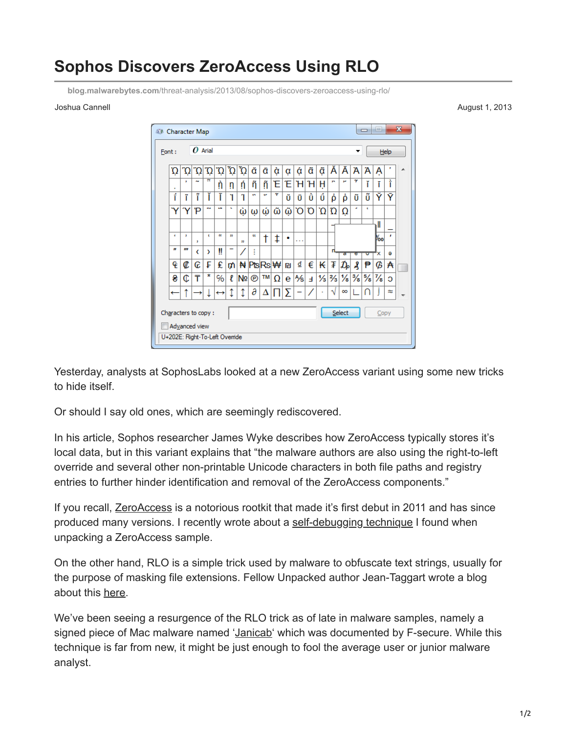# Sophos Discovers ZeroAccess Using RLO

blog.malwarebytes.com/threat-analysis/2013/08/sophos-discovers-zeroaccess-using-rlo/

Joshua Cannell

August 1, 2013

Yesterday, analysts at SophosLabs looked at a new ZeroAccess variant using some new tricks to hide itself.

Or should I say old ones, which are seemingly rediscovered.

In his article, Sophos researcher James Wyke describes how ZeroAccess typically stores it's local data, but in this variant explains that "the malware authors are also using the right-to-left override and several other non-printable Unicode characters in both file paths and registry entries to further hinder identification and removal of the ZeroAccess components."

If you recall, ZeroAccess is a notorious rootkit that made it's first debut in 2011 and has since produced many versions. I recently wrote about a self-debugging technique I found when unpacking a ZeroAccess sample.

On the other hand, RLO is a simple trick used by malware to obfuscate text strings, usually for the purpose of masking file extensions. Fellow Unpacked author Jean-Taggart wrote a blog about this here.

We've been seeing a resurgence of the RLO trick as of late in malware samples, namely a signed piece of Mac malware named 'Janicab' which was documented by F-secure. While this technique is far from new, it might be just enough to fool the average user or junior malware analyst.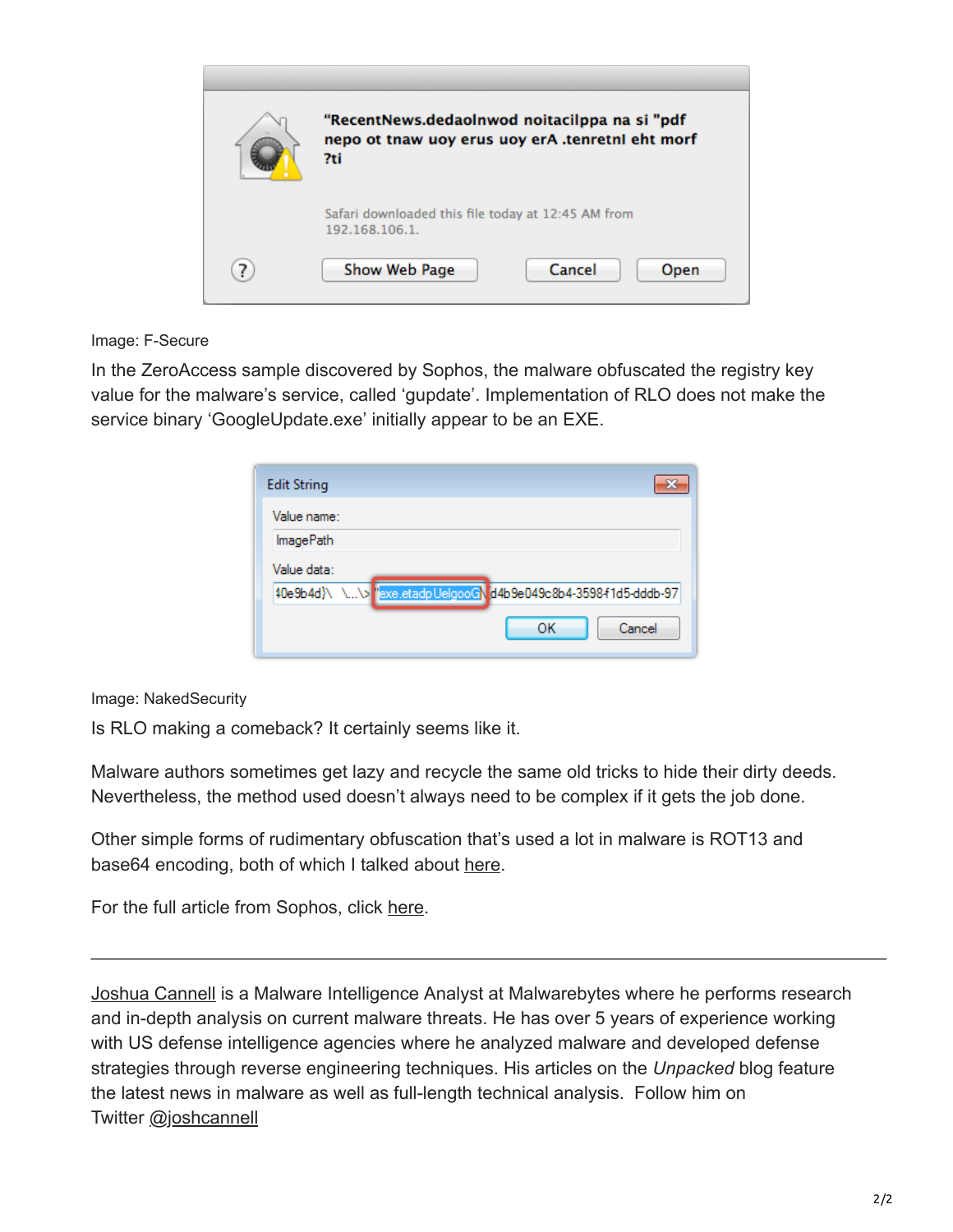Image: F-Secure

In the ZeroAccess sample discovered by Sophos, the malware obfuscated the registry key value for the malware's service, called 'gupdate'. Implementation of RLO does not make the service binary 'GoogleUpdate.exe' initially appear to be an EXE.

Image: NakedSecurity

Is RLO making a comeback? It certainly seems like it.

Malware authors sometimes get lazy and recycle the same old tricks to hide their dirty deeds. Nevertheless, the method used doesn't always need to be complex if it gets the job done.

Other simple forms of rudimentary obfuscation that's used a lot in malware is ROT13 and base64 encoding, both of which I talked about here.

For the full article from Sophos, click here.

---

Joshua Cannell is a Malware Intelligence Analyst at Malwarebytes where he performs research and in-depth analysis on current malware threats. He has over 5 years of experience working with US defense intelligence agencies where he analyzed malware and developed defense strategies through reverse engineering techniques. His articles on the *Unpacked* blog feature the latest news in malware as well as full-length technical analysis. Follow him on Twitter @joshcannell